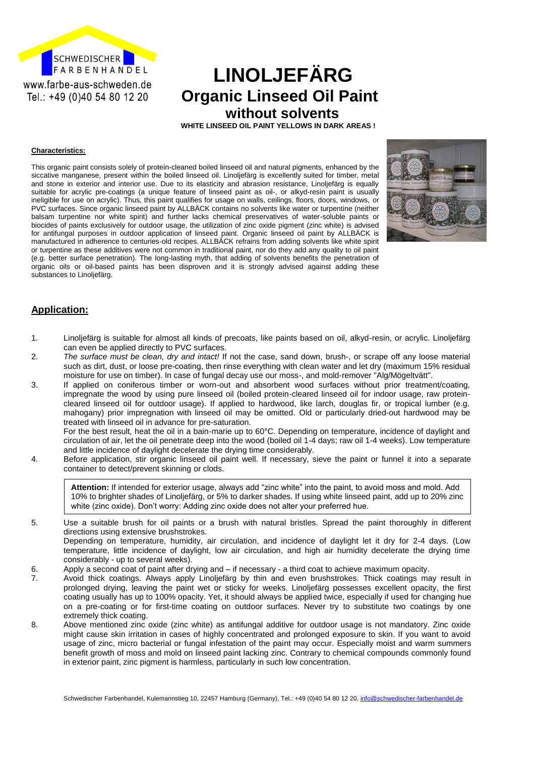SCHWEDISCHER FARBENHANDEL

www.farbe-aus-schweden.de

Tel.: +49 (0)40 54 80 12 20

# LINOLJEFÄRG

## Organic Linseed Oil Paint

### without solvents

**WHITE LINSEED OIL PAINT YELLOWS IN DARK AREAS !**

**Characteristics:**

This organic paint consists solely of protein-cleaned boiled linseed oil and natural pigments, enhanced by the siccative manganese, present within the boiled linseed oil. Linoljefärg is excellently suited for timber, metal and stone in exterior and interior use. Due to its elasticity and abrasion resistance, Linoljefärg is equally suitable for acrylic pre-coatings (a unique feature of linseed paint as oil-, or alkyd-resin paint is usually ineligible for use on acrylic). Thus, this paint qualifies for usage on walls, ceilings, floors, doors, windows, or PVC surfaces. Since organic linseed paint by ALLBÄCK contains no solvents like water or turpentine (neither balsam turpentine nor white spirit) and further lacks chemical preservatives of water-soluble paints or biocides of paints exclusively for outdoor usage, the utilization of zinc oxide pigment (zinc white) is advised for antifungal purposes in outdoor application of linseed paint. Organic linseed oil paint by ALLBÄCK is manufactured in adherence to centuries-old recipes. ALLBÄCK refrains from adding solvents like white spirit or turpentine as these additives were not common in traditional paint, nor do they add any quality to oil paint (e.g. better surface penetration). The long-lasting myth, that adding of solvents benefits the penetration of organic oils or oil-based paints has been disproven and it is strongly advised against adding these substances to Linoljefärg.

## Application:

1. Linoljefärg is suitable for almost all kinds of precoats, like paints based on oil, alkyd-resin, or acrylic. Linoljefärg can even be applied directly to PVC surfaces.
2. *The surface must be clean, dry and intact!* If not the case, sand down, brush-, or scrape off any loose material such as dirt, dust, or loose pre-coating, then rinse everything with clean water and let dry (maximum 15% residual moisture for use on timber). In case of fungal decay use our moss-, and mold-remover "Alg/Mögeltvätt".
3. If applied on coniferous timber or worn-out and absorbent wood surfaces without prior treatment/coating, impregnate the wood by using pure linseed oil (boiled protein-cleared linseed oil for indoor usage, raw protein-cleared linseed oil for outdoor usage). If applied to hardwood, like larch, douglas fir, or tropical lumber (e.g. mahogany) prior impregnation with linseed oil may be omitted. Old or particularly dried-out hardwood may be treated with linseed oil in advance for pre-saturation.
   For the best result, heat the oil in a bain-marie up to 60°C. Depending on temperature, incidence of daylight and circulation of air, let the oil penetrate deep into the wood (boiled oil 1-4 days; raw oil 1-4 weeks). Low temperature and little incidence of daylight decelerate the drying time considerably.
4. Before application, stir organic linseed oil paint well. If necessary, sieve the paint or funnel it into a separate container to detect/prevent skinning or clods.

   > **Attention:** If intended for exterior usage, always add "zinc white" into the paint, to avoid moss and mold. Add 10% to brighter shades of Linoljefärg, or 5% to darker shades. If using white linseed paint, add up to 20% zinc white (zinc oxide). Don't worry: Adding zinc oxide does not alter your preferred hue.

5. Use a suitable brush for oil paints or a brush with natural bristles. Spread the paint thoroughly in different directions using extensive brushstrokes.
   Depending on temperature, humidity, air circulation, and incidence of daylight let it dry for 2-4 days. (Low temperature, little incidence of daylight, low air circulation, and high air humidity decelerate the drying time considerably - up to several weeks).
6. Apply a second coat of paint after drying and – if necessary - a third coat to achieve maximum opacity.
7. Avoid thick coatings. Always apply Linoljefärg by thin and even brushstrokes. Thick coatings may result in prolonged drying, leaving the paint wet or sticky for weeks. Linoljefärg possesses excellent opacity, the first coating usually has up to 100% opacity. Yet, it should always be applied twice, especially if used for changing hue on a pre-coating or for first-time coating on outdoor surfaces. Never try to substitute two coatings by one extremely thick coating.
8. Above mentioned zinc oxide (zinc white) as antifungal additive for outdoor usage is not mandatory. Zinc oxide might cause skin irritation in cases of highly concentrated and prolonged exposure to skin. If you want to avoid usage of zinc, micro bacterial or fungal infestation of the paint may occur. Especially moist and warm summers benefit growth of moss and mold on linseed paint lacking zinc. Contrary to chemical compounds commonly found in exterior paint, zinc pigment is harmless, particularly in such low concentration.

Schwedischer Farbenhandel, Kulemannstieg 10, 22457 Hamburg (Germany), Tel.: +49 (0)40 54 80 12 20, info@schwedischer-farbenhandel.de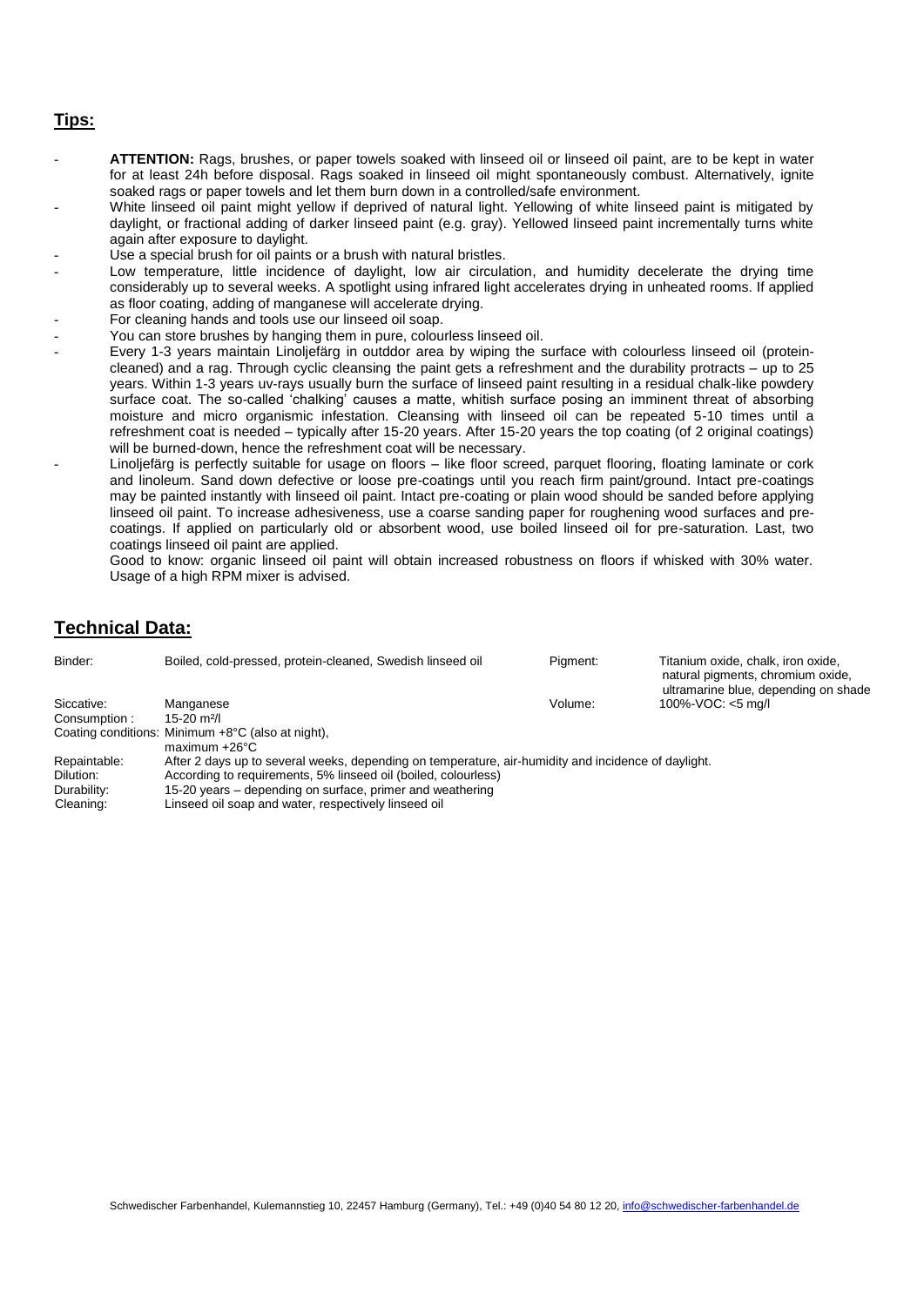## Tips:

- **ATTENTION:** Rags, brushes, or paper towels soaked with linseed oil or linseed oil paint, are to be kept in water for at least 24h before disposal. Rags soaked in linseed oil might spontaneously combust. Alternatively, ignite soaked rags or paper towels and let them burn down in a controlled/safe environment.
- White linseed oil paint might yellow if deprived of natural light. Yellowing of white linseed paint is mitigated by daylight, or fractional adding of darker linseed paint (e.g. gray). Yellowed linseed paint incrementally turns white again after exposure to daylight.
- Use a special brush for oil paints or a brush with natural bristles.
- Low temperature, little incidence of daylight, low air circulation, and humidity decelerate the drying time considerably up to several weeks. A spotlight using infrared light accelerates drying in unheated rooms. If applied as floor coating, adding of manganese will accelerate drying.
- For cleaning hands and tools use our linseed oil soap.
- You can store brushes by hanging them in pure, colourless linseed oil.
- Every 1-3 years maintain Linoljefärg in outddor area by wiping the surface with colourless linseed oil (protein-cleaned) and a rag. Through cyclic cleansing the paint gets a refreshment and the durability protracts – up to 25 years. Within 1-3 years uv-rays usually burn the surface of linseed paint resulting in a residual chalk-like powdery surface coat. The so-called 'chalking' causes a matte, whitish surface posing an imminent threat of absorbing moisture and micro organismic infestation. Cleansing with linseed oil can be repeated 5-10 times until a refreshment coat is needed – typically after 15-20 years. After 15-20 years the top coating (of 2 original coatings) will be burned-down, hence the refreshment coat will be necessary.
- Linoljefärg is perfectly suitable for usage on floors – like floor screed, parquet flooring, floating laminate or cork and linoleum. Sand down defective or loose pre-coatings until you reach firm paint/ground. Intact pre-coatings may be painted instantly with linseed oil paint. Intact pre-coating or plain wood should be sanded before applying linseed oil paint. To increase adhesiveness, use a coarse sanding paper for roughening wood surfaces and pre-coatings. If applied on particularly old or absorbent wood, use boiled linseed oil for pre-saturation. Last, two coatings linseed oil paint are applied.

  Good to know: organic linseed oil paint will obtain increased robustness on floors if whisked with 30% water. Usage of a high RPM mixer is advised.

## Technical Data:

| | | | |
|---|---|---|---|
| Binder: | Boiled, cold-pressed, protein-cleaned, Swedish linseed oil | Pigment: | Titanium oxide, chalk, iron oxide, natural pigments, chromium oxide, ultramarine blue, depending on shade |
| Siccative: | Manganese | Volume: | 100%-VOC: <5 mg/l |
| Consumption : | 15-20 m²/l | | |
| Coating conditions: | Minimum +8°C (also at night), maximum +26°C | | |
| Repaintable: | After 2 days up to several weeks, depending on temperature, air-humidity and incidence of daylight. | | |
| Dilution: | According to requirements, 5% linseed oil (boiled, colourless) | | |
| Durability: | 15-20 years – depending on surface, primer and weathering | | |
| Cleaning: | Linseed oil soap and water, respectively linseed oil | | |

Schwedischer Farbenhandel, Kulemannstieg 10, 22457 Hamburg (Germany), Tel.: +49 (0)40 54 80 12 20, info@schwedischer-farbenhandel.de